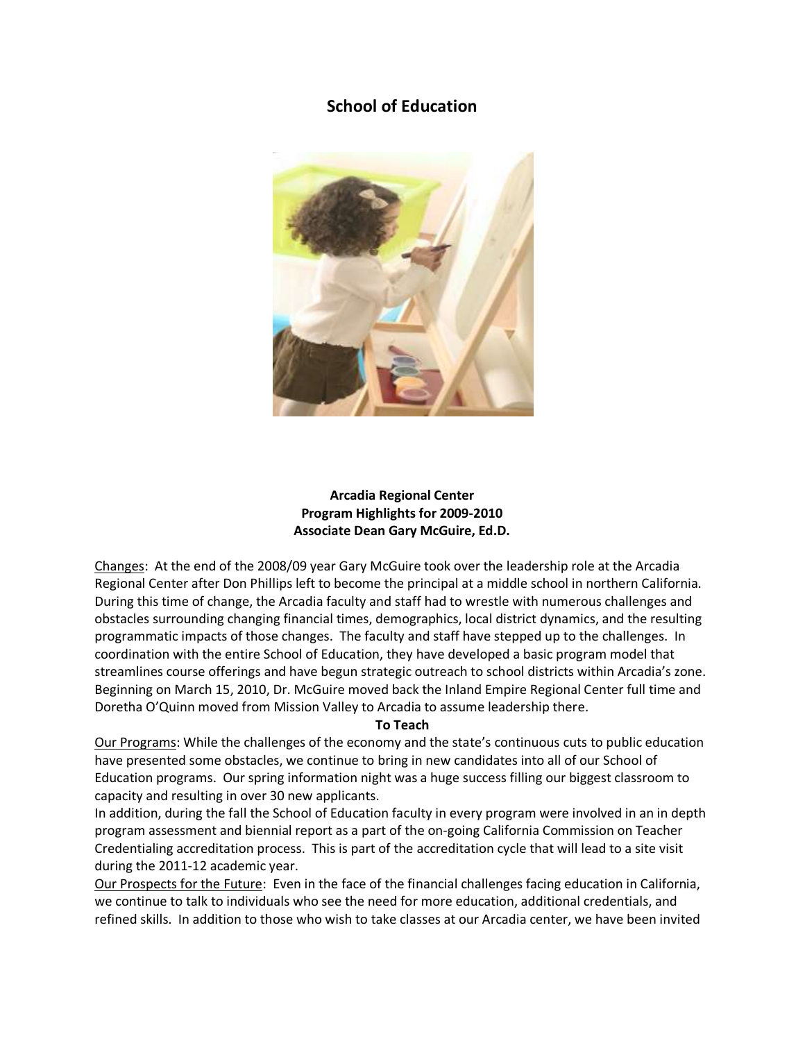# School of Education

**Arcadia Regional Center**
**Program Highlights for 2009-2010**
**Associate Dean Gary McGuire, Ed.D.**

Changes: At the end of the 2008/09 year Gary McGuire took over the leadership role at the Arcadia Regional Center after Don Phillips left to become the principal at a middle school in northern California. During this time of change, the Arcadia faculty and staff had to wrestle with numerous challenges and obstacles surrounding changing financial times, demographics, local district dynamics, and the resulting programmatic impacts of those changes. The faculty and staff have stepped up to the challenges. In coordination with the entire School of Education, they have developed a basic program model that streamlines course offerings and have begun strategic outreach to school districts within Arcadia's zone. Beginning on March 15, 2010, Dr. McGuire moved back the Inland Empire Regional Center full time and Doretha O'Quinn moved from Mission Valley to Arcadia to assume leadership there.

**To Teach**

Our Programs: While the challenges of the economy and the state's continuous cuts to public education have presented some obstacles, we continue to bring in new candidates into all of our School of Education programs. Our spring information night was a huge success filling our biggest classroom to capacity and resulting in over 30 new applicants.

In addition, during the fall the School of Education faculty in every program were involved in an in depth program assessment and biennial report as a part of the on-going California Commission on Teacher Credentialing accreditation process. This is part of the accreditation cycle that will lead to a site visit during the 2011-12 academic year.

Our Prospects for the Future: Even in the face of the financial challenges facing education in California, we continue to talk to individuals who see the need for more education, additional credentials, and refined skills. In addition to those who wish to take classes at our Arcadia center, we have been invited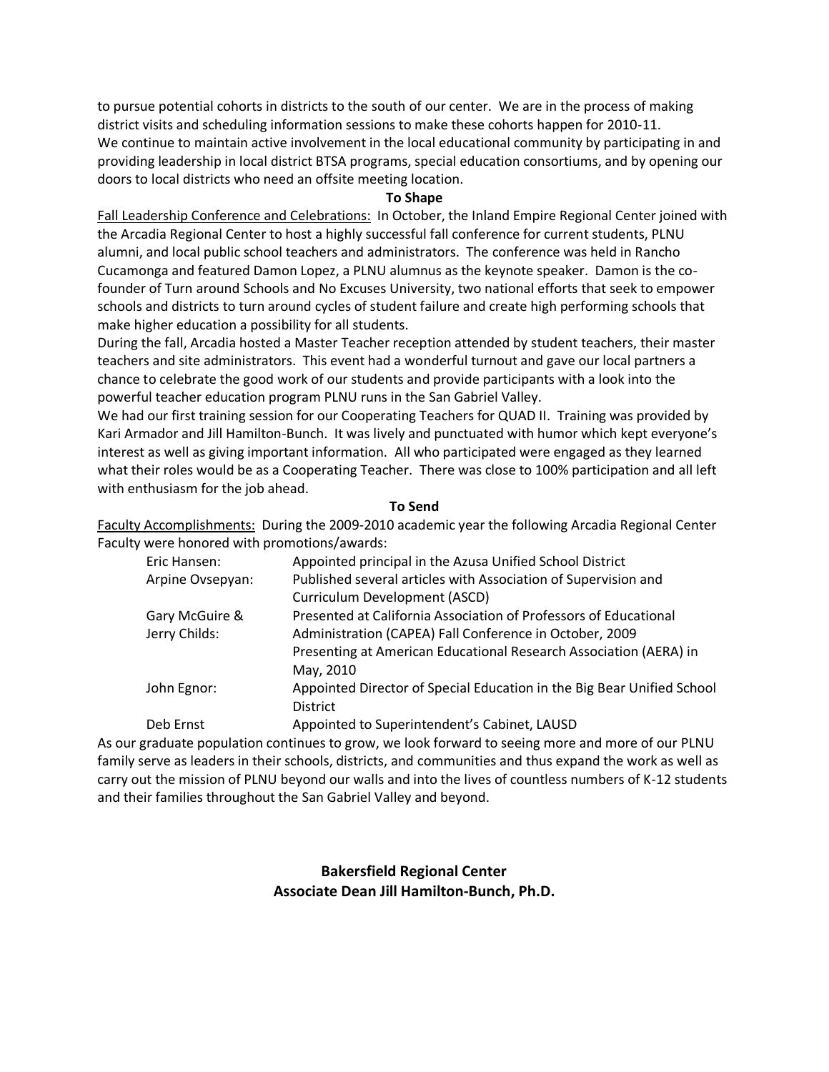to pursue potential cohorts in districts to the south of our center. We are in the process of making district visits and scheduling information sessions to make these cohorts happen for 2010-11.

We continue to maintain active involvement in the local educational community by participating in and providing leadership in local district BTSA programs, special education consortiums, and by opening our doors to local districts who need an offsite meeting location.

**To Shape**

Fall Leadership Conference and Celebrations: In October, the Inland Empire Regional Center joined with the Arcadia Regional Center to host a highly successful fall conference for current students, PLNU alumni, and local public school teachers and administrators. The conference was held in Rancho Cucamonga and featured Damon Lopez, a PLNU alumnus as the keynote speaker. Damon is the co-founder of Turn around Schools and No Excuses University, two national efforts that seek to empower schools and districts to turn around cycles of student failure and create high performing schools that make higher education a possibility for all students.

During the fall, Arcadia hosted a Master Teacher reception attended by student teachers, their master teachers and site administrators. This event had a wonderful turnout and gave our local partners a chance to celebrate the good work of our students and provide participants with a look into the powerful teacher education program PLNU runs in the San Gabriel Valley.

We had our first training session for our Cooperating Teachers for QUAD II. Training was provided by Kari Armador and Jill Hamilton-Bunch. It was lively and punctuated with humor which kept everyone's interest as well as giving important information. All who participated were engaged as they learned what their roles would be as a Cooperating Teacher. There was close to 100% participation and all left with enthusiasm for the job ahead.

**To Send**

Faculty Accomplishments: During the 2009-2010 academic year the following Arcadia Regional Center Faculty were honored with promotions/awards:

| | |
|---|---|
| Eric Hansen: | Appointed principal in the Azusa Unified School District |
| Arpine Ovsepyan: | Published several articles with Association of Supervision and Curriculum Development (ASCD) |
| Gary McGuire & Jerry Childs: | Presented at California Association of Professors of Educational Administration (CAPEA) Fall Conference in October, 2009<br>Presenting at American Educational Research Association (AERA) in May, 2010 |
| John Egnor: | Appointed Director of Special Education in the Big Bear Unified School District |
| Deb Ernst | Appointed to Superintendent's Cabinet, LAUSD |

As our graduate population continues to grow, we look forward to seeing more and more of our PLNU family serve as leaders in their schools, districts, and communities and thus expand the work as well as carry out the mission of PLNU beyond our walls and into the lives of countless numbers of K-12 students and their families throughout the San Gabriel Valley and beyond.

## Bakersfield Regional Center
## Associate Dean Jill Hamilton-Bunch, Ph.D.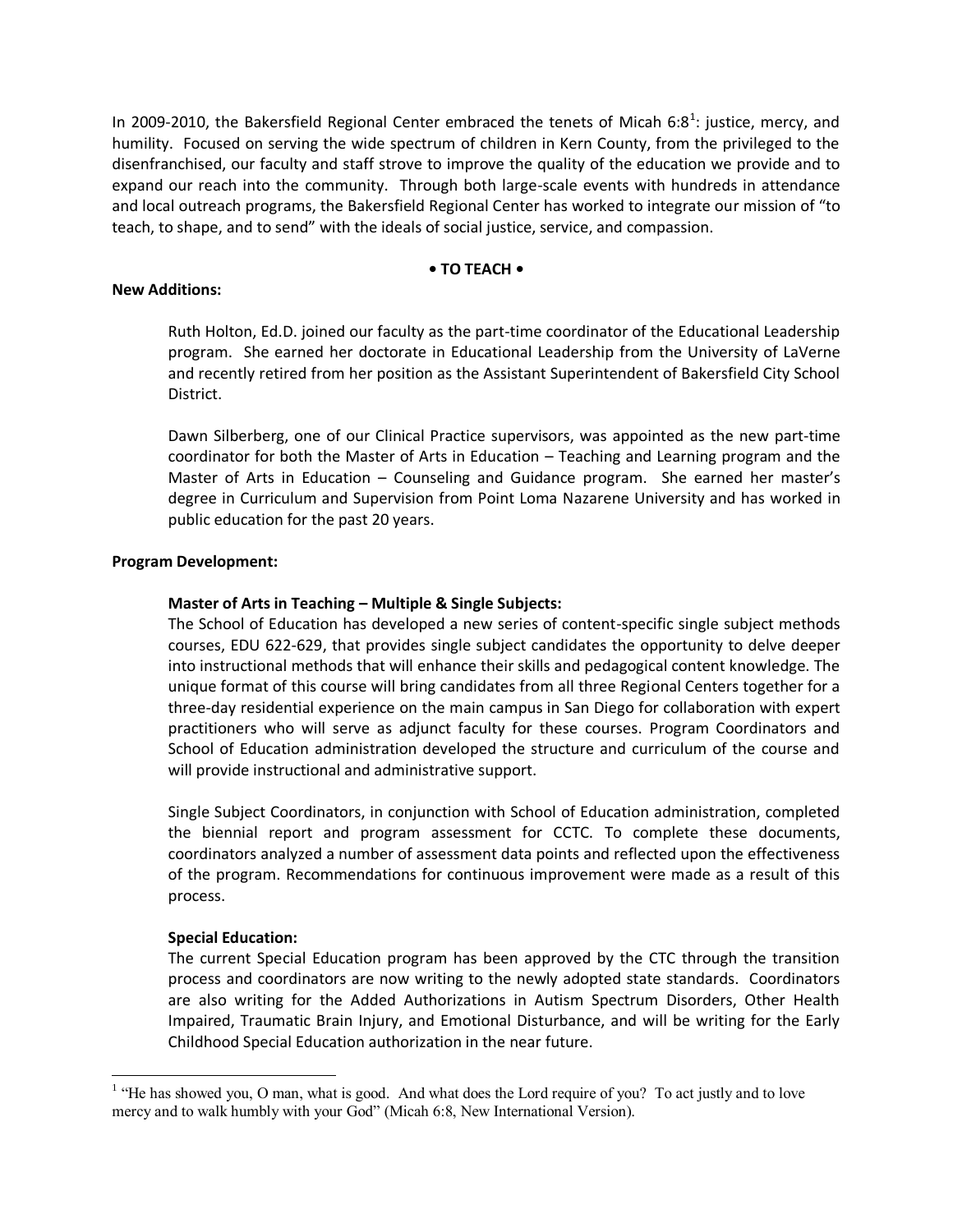In 2009-2010, the Bakersfield Regional Center embraced the tenets of Micah 6:8[1]: justice, mercy, and humility. Focused on serving the wide spectrum of children in Kern County, from the privileged to the disenfranchised, our faculty and staff strove to improve the quality of the education we provide and to expand our reach into the community. Through both large-scale events with hundreds in attendance and local outreach programs, the Bakersfield Regional Center has worked to integrate our mission of "to teach, to shape, and to send" with the ideals of social justice, service, and compassion.

## • TO TEACH •

### New Additions:

Ruth Holton, Ed.D. joined our faculty as the part-time coordinator of the Educational Leadership program. She earned her doctorate in Educational Leadership from the University of LaVerne and recently retired from her position as the Assistant Superintendent of Bakersfield City School District.

Dawn Silberberg, one of our Clinical Practice supervisors, was appointed as the new part-time coordinator for both the Master of Arts in Education – Teaching and Learning program and the Master of Arts in Education – Counseling and Guidance program. She earned her master's degree in Curriculum and Supervision from Point Loma Nazarene University and has worked in public education for the past 20 years.

### Program Development:

#### Master of Arts in Teaching – Multiple & Single Subjects:

The School of Education has developed a new series of content-specific single subject methods courses, EDU 622-629, that provides single subject candidates the opportunity to delve deeper into instructional methods that will enhance their skills and pedagogical content knowledge. The unique format of this course will bring candidates from all three Regional Centers together for a three-day residential experience on the main campus in San Diego for collaboration with expert practitioners who will serve as adjunct faculty for these courses. Program Coordinators and School of Education administration developed the structure and curriculum of the course and will provide instructional and administrative support.

Single Subject Coordinators, in conjunction with School of Education administration, completed the biennial report and program assessment for CCTC. To complete these documents, coordinators analyzed a number of assessment data points and reflected upon the effectiveness of the program. Recommendations for continuous improvement were made as a result of this process.

#### Special Education:

The current Special Education program has been approved by the CTC through the transition process and coordinators are now writing to the newly adopted state standards. Coordinators are also writing for the Added Authorizations in Autism Spectrum Disorders, Other Health Impaired, Traumatic Brain Injury, and Emotional Disturbance, and will be writing for the Early Childhood Special Education authorization in the near future.

---

[1] "He has showed you, O man, what is good. And what does the Lord require of you? To act justly and to love mercy and to walk humbly with your God" (Micah 6:8, New International Version).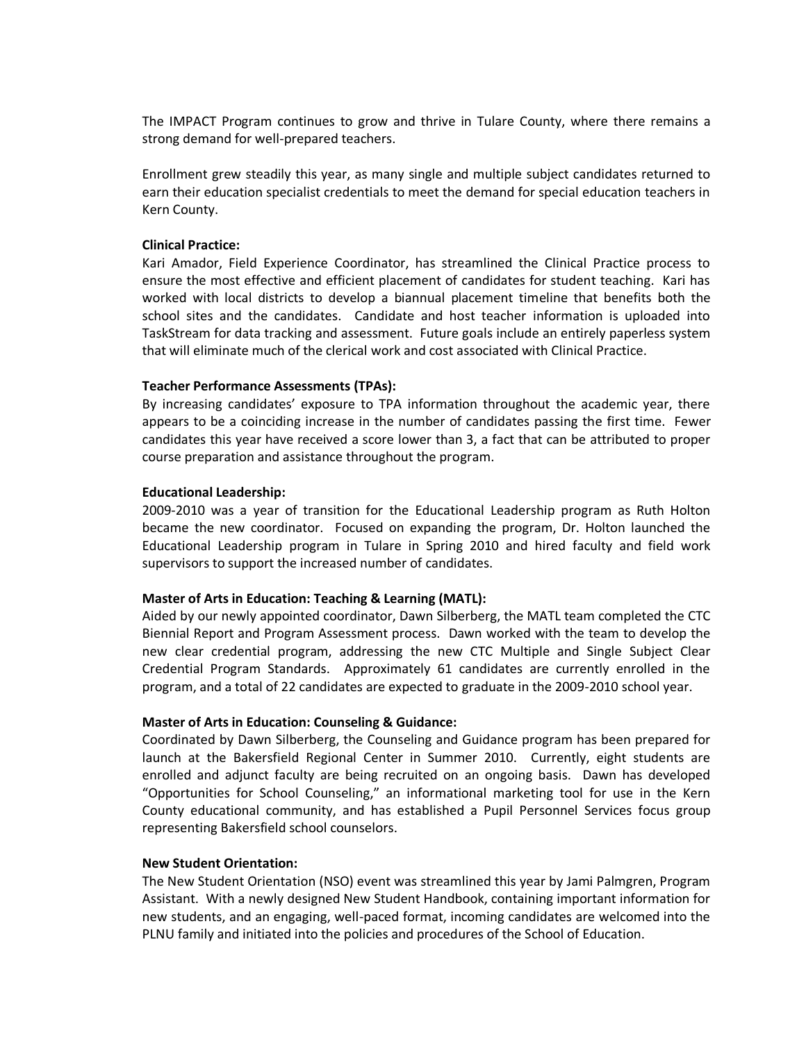The IMPACT Program continues to grow and thrive in Tulare County, where there remains a strong demand for well-prepared teachers.

Enrollment grew steadily this year, as many single and multiple subject candidates returned to earn their education specialist credentials to meet the demand for special education teachers in Kern County.

**Clinical Practice:**
Kari Amador, Field Experience Coordinator, has streamlined the Clinical Practice process to ensure the most effective and efficient placement of candidates for student teaching. Kari has worked with local districts to develop a biannual placement timeline that benefits both the school sites and the candidates. Candidate and host teacher information is uploaded into TaskStream for data tracking and assessment. Future goals include an entirely paperless system that will eliminate much of the clerical work and cost associated with Clinical Practice.

**Teacher Performance Assessments (TPAs):**
By increasing candidates' exposure to TPA information throughout the academic year, there appears to be a coinciding increase in the number of candidates passing the first time. Fewer candidates this year have received a score lower than 3, a fact that can be attributed to proper course preparation and assistance throughout the program.

**Educational Leadership:**
2009-2010 was a year of transition for the Educational Leadership program as Ruth Holton became the new coordinator. Focused on expanding the program, Dr. Holton launched the Educational Leadership program in Tulare in Spring 2010 and hired faculty and field work supervisors to support the increased number of candidates.

**Master of Arts in Education: Teaching & Learning (MATL):**
Aided by our newly appointed coordinator, Dawn Silberberg, the MATL team completed the CTC Biennial Report and Program Assessment process. Dawn worked with the team to develop the new clear credential program, addressing the new CTC Multiple and Single Subject Clear Credential Program Standards. Approximately 61 candidates are currently enrolled in the program, and a total of 22 candidates are expected to graduate in the 2009-2010 school year.

**Master of Arts in Education: Counseling & Guidance:**
Coordinated by Dawn Silberberg, the Counseling and Guidance program has been prepared for launch at the Bakersfield Regional Center in Summer 2010. Currently, eight students are enrolled and adjunct faculty are being recruited on an ongoing basis. Dawn has developed "Opportunities for School Counseling," an informational marketing tool for use in the Kern County educational community, and has established a Pupil Personnel Services focus group representing Bakersfield school counselors.

**New Student Orientation:**
The New Student Orientation (NSO) event was streamlined this year by Jami Palmgren, Program Assistant. With a newly designed New Student Handbook, containing important information for new students, and an engaging, well-paced format, incoming candidates are welcomed into the PLNU family and initiated into the policies and procedures of the School of Education.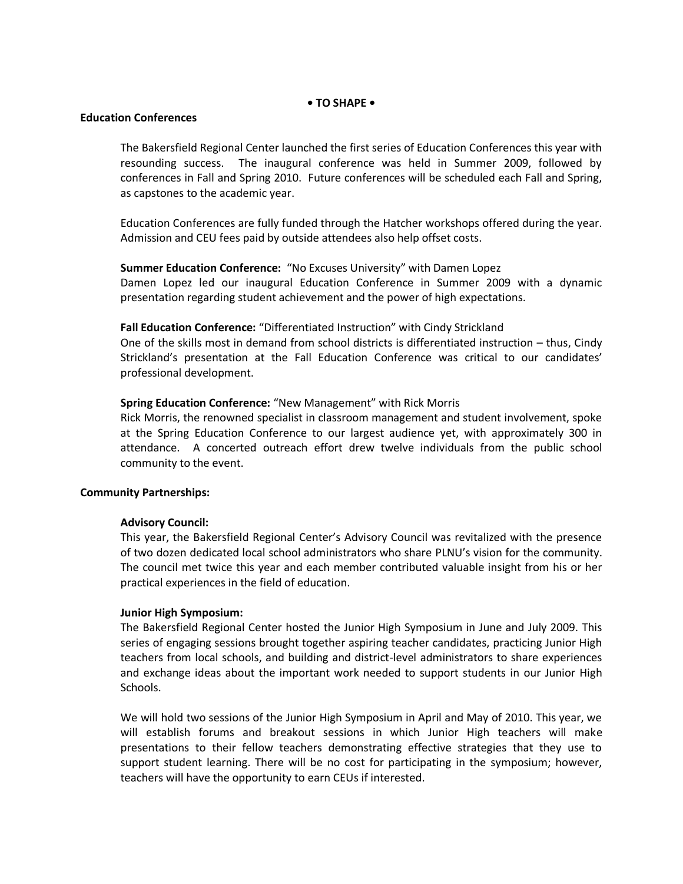**• TO SHAPE •**

## Education Conferences

The Bakersfield Regional Center launched the first series of Education Conferences this year with resounding success. The inaugural conference was held in Summer 2009, followed by conferences in Fall and Spring 2010. Future conferences will be scheduled each Fall and Spring, as capstones to the academic year.

Education Conferences are fully funded through the Hatcher workshops offered during the year. Admission and CEU fees paid by outside attendees also help offset costs.

**Summer Education Conference:** "No Excuses University" with Damen Lopez
Damen Lopez led our inaugural Education Conference in Summer 2009 with a dynamic presentation regarding student achievement and the power of high expectations.

**Fall Education Conference:** "Differentiated Instruction" with Cindy Strickland
One of the skills most in demand from school districts is differentiated instruction – thus, Cindy Strickland's presentation at the Fall Education Conference was critical to our candidates' professional development.

**Spring Education Conference:** "New Management" with Rick Morris
Rick Morris, the renowned specialist in classroom management and student involvement, spoke at the Spring Education Conference to our largest audience yet, with approximately 300 in attendance. A concerted outreach effort drew twelve individuals from the public school community to the event.

## Community Partnerships:

**Advisory Council:**
This year, the Bakersfield Regional Center's Advisory Council was revitalized with the presence of two dozen dedicated local school administrators who share PLNU's vision for the community. The council met twice this year and each member contributed valuable insight from his or her practical experiences in the field of education.

**Junior High Symposium:**
The Bakersfield Regional Center hosted the Junior High Symposium in June and July 2009. This series of engaging sessions brought together aspiring teacher candidates, practicing Junior High teachers from local schools, and building and district-level administrators to share experiences and exchange ideas about the important work needed to support students in our Junior High Schools.

We will hold two sessions of the Junior High Symposium in April and May of 2010. This year, we will establish forums and breakout sessions in which Junior High teachers will make presentations to their fellow teachers demonstrating effective strategies that they use to support student learning. There will be no cost for participating in the symposium; however, teachers will have the opportunity to earn CEUs if interested.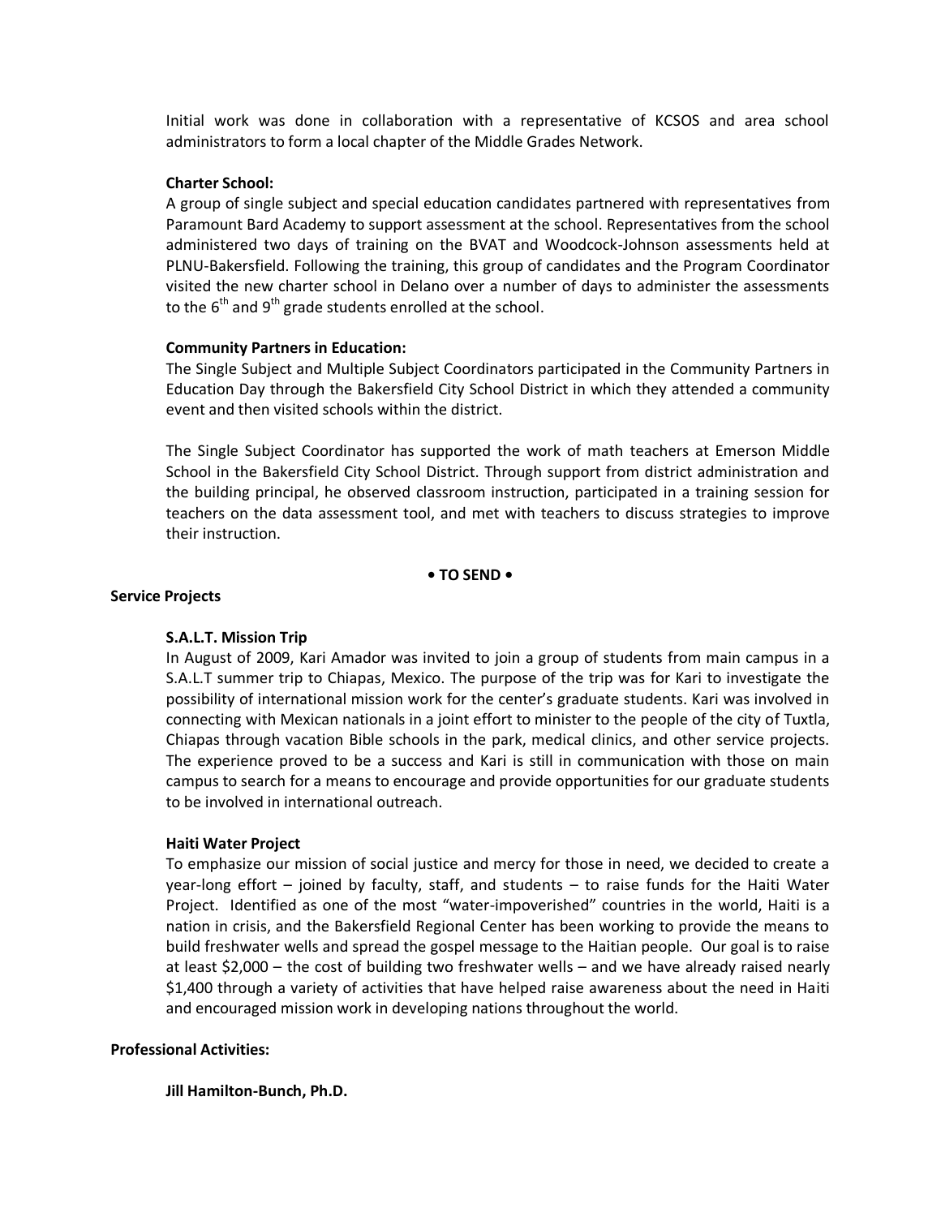Initial work was done in collaboration with a representative of KCSOS and area school administrators to form a local chapter of the Middle Grades Network.

**Charter School:**
A group of single subject and special education candidates partnered with representatives from Paramount Bard Academy to support assessment at the school. Representatives from the school administered two days of training on the BVAT and Woodcock-Johnson assessments held at PLNU-Bakersfield. Following the training, this group of candidates and the Program Coordinator visited the new charter school in Delano over a number of days to administer the assessments to the 6th and 9th grade students enrolled at the school.

**Community Partners in Education:**
The Single Subject and Multiple Subject Coordinators participated in the Community Partners in Education Day through the Bakersfield City School District in which they attended a community event and then visited schools within the district.

The Single Subject Coordinator has supported the work of math teachers at Emerson Middle School in the Bakersfield City School District. Through support from district administration and the building principal, he observed classroom instruction, participated in a training session for teachers on the data assessment tool, and met with teachers to discuss strategies to improve their instruction.

**• TO SEND •**

**Service Projects**

**S.A.L.T. Mission Trip**
In August of 2009, Kari Amador was invited to join a group of students from main campus in a S.A.L.T summer trip to Chiapas, Mexico. The purpose of the trip was for Kari to investigate the possibility of international mission work for the center's graduate students. Kari was involved in connecting with Mexican nationals in a joint effort to minister to the people of the city of Tuxtla, Chiapas through vacation Bible schools in the park, medical clinics, and other service projects. The experience proved to be a success and Kari is still in communication with those on main campus to search for a means to encourage and provide opportunities for our graduate students to be involved in international outreach.

**Haiti Water Project**
To emphasize our mission of social justice and mercy for those in need, we decided to create a year-long effort – joined by faculty, staff, and students – to raise funds for the Haiti Water Project. Identified as one of the most "water-impoverished" countries in the world, Haiti is a nation in crisis, and the Bakersfield Regional Center has been working to provide the means to build freshwater wells and spread the gospel message to the Haitian people. Our goal is to raise at least $2,000 – the cost of building two freshwater wells – and we have already raised nearly $1,400 through a variety of activities that have helped raise awareness about the need in Haiti and encouraged mission work in developing nations throughout the world.

**Professional Activities:**

**Jill Hamilton-Bunch, Ph.D.**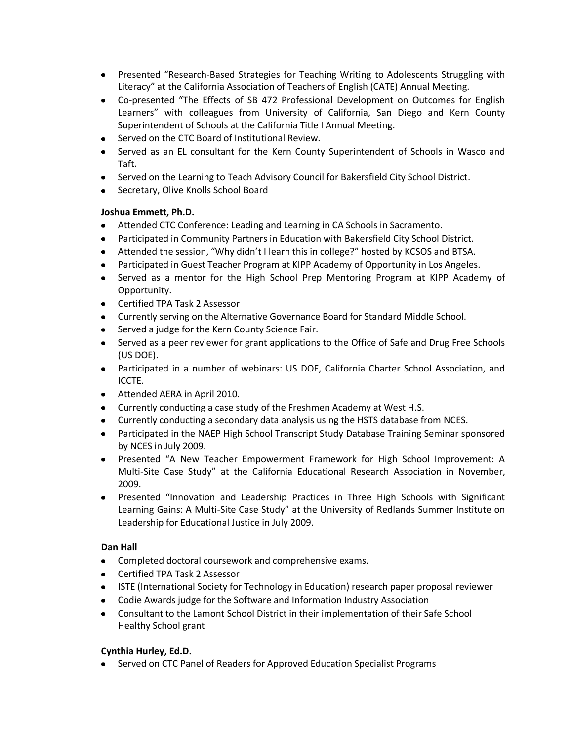- Presented “Research-Based Strategies for Teaching Writing to Adolescents Struggling with Literacy” at the California Association of Teachers of English (CATE) Annual Meeting.
- Co-presented “The Effects of SB 472 Professional Development on Outcomes for English Learners” with colleagues from University of California, San Diego and Kern County Superintendent of Schools at the California Title I Annual Meeting.
- Served on the CTC Board of Institutional Review.
- Served as an EL consultant for the Kern County Superintendent of Schools in Wasco and Taft.
- Served on the Learning to Teach Advisory Council for Bakersfield City School District.
- Secretary, Olive Knolls School Board

**Joshua Emmett, Ph.D.**

- Attended CTC Conference: Leading and Learning in CA Schools in Sacramento.
- Participated in Community Partners in Education with Bakersfield City School District.
- Attended the session, “Why didn’t I learn this in college?” hosted by KCSOS and BTSA.
- Participated in Guest Teacher Program at KIPP Academy of Opportunity in Los Angeles.
- Served as a mentor for the High School Prep Mentoring Program at KIPP Academy of Opportunity.
- Certified TPA Task 2 Assessor
- Currently serving on the Alternative Governance Board for Standard Middle School.
- Served a judge for the Kern County Science Fair.
- Served as a peer reviewer for grant applications to the Office of Safe and Drug Free Schools (US DOE).
- Participated in a number of webinars: US DOE, California Charter School Association, and ICCTE.
- Attended AERA in April 2010.
- Currently conducting a case study of the Freshmen Academy at West H.S.
- Currently conducting a secondary data analysis using the HSTS database from NCES.
- Participated in the NAEP High School Transcript Study Database Training Seminar sponsored by NCES in July 2009.
- Presented “A New Teacher Empowerment Framework for High School Improvement: A Multi-Site Case Study” at the California Educational Research Association in November, 2009.
- Presented “Innovation and Leadership Practices in Three High Schools with Significant Learning Gains: A Multi-Site Case Study” at the University of Redlands Summer Institute on Leadership for Educational Justice in July 2009.

**Dan Hall**

- Completed doctoral coursework and comprehensive exams.
- Certified TPA Task 2 Assessor
- ISTE (International Society for Technology in Education) research paper proposal reviewer
- Codie Awards judge for the Software and Information Industry Association
- Consultant to the Lamont School District in their implementation of their Safe School Healthy School grant

**Cynthia Hurley, Ed.D.**

- Served on CTC Panel of Readers for Approved Education Specialist Programs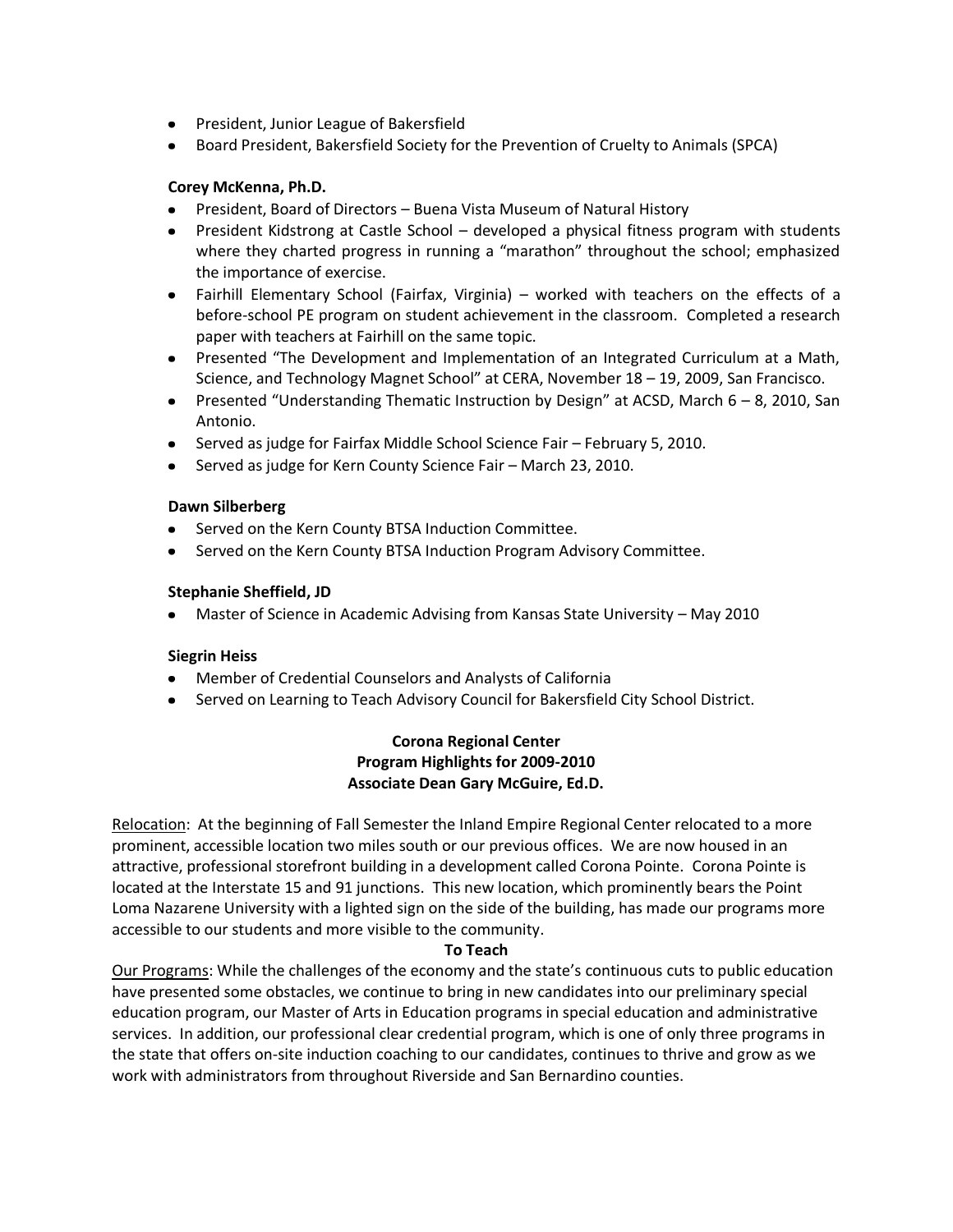- President, Junior League of Bakersfield
- Board President, Bakersfield Society for the Prevention of Cruelty to Animals (SPCA)

**Corey McKenna, Ph.D.**

- President, Board of Directors – Buena Vista Museum of Natural History
- President Kidstrong at Castle School – developed a physical fitness program with students where they charted progress in running a "marathon" throughout the school; emphasized the importance of exercise.
- Fairhill Elementary School (Fairfax, Virginia) – worked with teachers on the effects of a before-school PE program on student achievement in the classroom. Completed a research paper with teachers at Fairhill on the same topic.
- Presented "The Development and Implementation of an Integrated Curriculum at a Math, Science, and Technology Magnet School" at CERA, November 18 – 19, 2009, San Francisco.
- Presented "Understanding Thematic Instruction by Design" at ACSD, March 6 – 8, 2010, San Antonio.
- Served as judge for Fairfax Middle School Science Fair – February 5, 2010.
- Served as judge for Kern County Science Fair – March 23, 2010.

**Dawn Silberberg**

- Served on the Kern County BTSA Induction Committee.
- Served on the Kern County BTSA Induction Program Advisory Committee.

**Stephanie Sheffield, JD**

- Master of Science in Academic Advising from Kansas State University – May 2010

**Siegrin Heiss**

- Member of Credential Counselors and Analysts of California
- Served on Learning to Teach Advisory Council for Bakersfield City School District.

**Corona Regional Center**
**Program Highlights for 2009-2010**
**Associate Dean Gary McGuire, Ed.D.**

Relocation: At the beginning of Fall Semester the Inland Empire Regional Center relocated to a more prominent, accessible location two miles south or our previous offices. We are now housed in an attractive, professional storefront building in a development called Corona Pointe. Corona Pointe is located at the Interstate 15 and 91 junctions. This new location, which prominently bears the Point Loma Nazarene University with a lighted sign on the side of the building, has made our programs more accessible to our students and more visible to the community.

**To Teach**

Our Programs: While the challenges of the economy and the state's continuous cuts to public education have presented some obstacles, we continue to bring in new candidates into our preliminary special education program, our Master of Arts in Education programs in special education and administrative services. In addition, our professional clear credential program, which is one of only three programs in the state that offers on-site induction coaching to our candidates, continues to thrive and grow as we work with administrators from throughout Riverside and San Bernardino counties.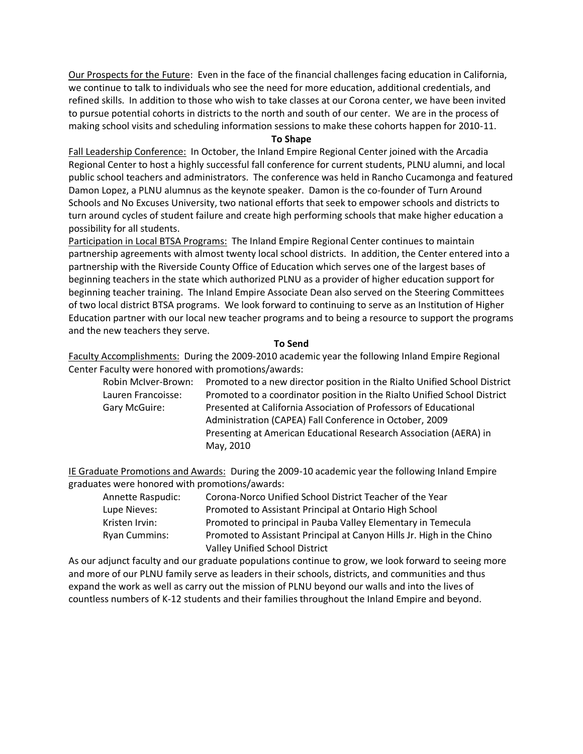Our Prospects for the Future: Even in the face of the financial challenges facing education in California, we continue to talk to individuals who see the need for more education, additional credentials, and refined skills. In addition to those who wish to take classes at our Corona center, we have been invited to pursue potential cohorts in districts to the north and south of our center. We are in the process of making school visits and scheduling information sessions to make these cohorts happen for 2010-11.

**To Shape**

Fall Leadership Conference: In October, the Inland Empire Regional Center joined with the Arcadia Regional Center to host a highly successful fall conference for current students, PLNU alumni, and local public school teachers and administrators. The conference was held in Rancho Cucamonga and featured Damon Lopez, a PLNU alumnus as the keynote speaker. Damon is the co-founder of Turn Around Schools and No Excuses University, two national efforts that seek to empower schools and districts to turn around cycles of student failure and create high performing schools that make higher education a possibility for all students.

Participation in Local BTSA Programs: The Inland Empire Regional Center continues to maintain partnership agreements with almost twenty local school districts. In addition, the Center entered into a partnership with the Riverside County Office of Education which serves one of the largest bases of beginning teachers in the state which authorized PLNU as a provider of higher education support for beginning teacher training. The Inland Empire Associate Dean also served on the Steering Committees of two local district BTSA programs. We look forward to continuing to serve as an Institution of Higher Education partner with our local new teacher programs and to being a resource to support the programs and the new teachers they serve.

**To Send**

Faculty Accomplishments: During the 2009-2010 academic year the following Inland Empire Regional Center Faculty were honored with promotions/awards:

| | |
|---|---|
| Robin McIver-Brown: | Promoted to a new director position in the Rialto Unified School District |
| Lauren Francoisse: | Promoted to a coordinator position in the Rialto Unified School District |
| Gary McGuire: | Presented at California Association of Professors of Educational Administration (CAPEA) Fall Conference in October, 2009 |
| | Presenting at American Educational Research Association (AERA) in May, 2010 |

IE Graduate Promotions and Awards: During the 2009-10 academic year the following Inland Empire graduates were honored with promotions/awards:

| | |
|---|---|
| Annette Raspudic: | Corona-Norco Unified School District Teacher of the Year |
| Lupe Nieves: | Promoted to Assistant Principal at Ontario High School |
| Kristen Irvin: | Promoted to principal in Pauba Valley Elementary in Temecula |
| Ryan Cummins: | Promoted to Assistant Principal at Canyon Hills Jr. High in the Chino Valley Unified School District |

As our adjunct faculty and our graduate populations continue to grow, we look forward to seeing more and more of our PLNU family serve as leaders in their schools, districts, and communities and thus expand the work as well as carry out the mission of PLNU beyond our walls and into the lives of countless numbers of K-12 students and their families throughout the Inland Empire and beyond.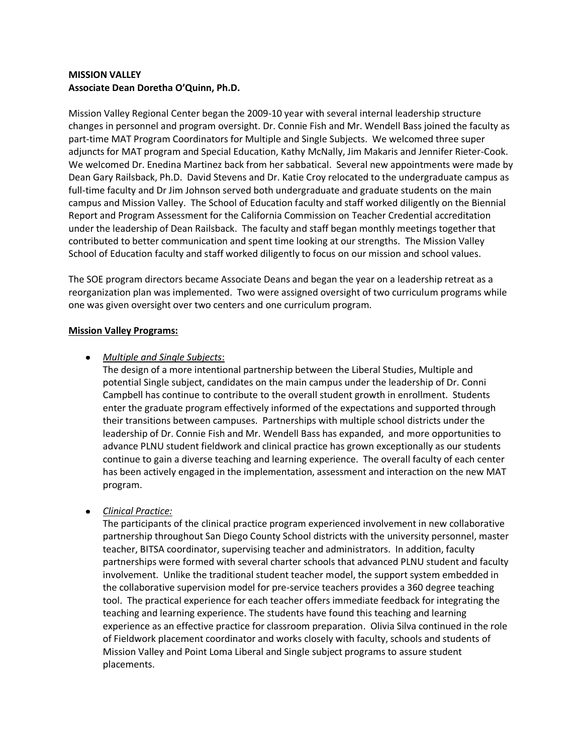**MISSION VALLEY**
**Associate Dean Doretha O'Quinn, Ph.D.**

Mission Valley Regional Center began the 2009-10 year with several internal leadership structure changes in personnel and program oversight. Dr. Connie Fish and Mr. Wendell Bass joined the faculty as part-time MAT Program Coordinators for Multiple and Single Subjects. We welcomed three super adjuncts for MAT program and Special Education, Kathy McNally, Jim Makaris and Jennifer Rieter-Cook. We welcomed Dr. Enedina Martinez back from her sabbatical. Several new appointments were made by Dean Gary Railsback, Ph.D. David Stevens and Dr. Katie Croy relocated to the undergraduate campus as full-time faculty and Dr Jim Johnson served both undergraduate and graduate students on the main campus and Mission Valley. The School of Education faculty and staff worked diligently on the Biennial Report and Program Assessment for the California Commission on Teacher Credential accreditation under the leadership of Dean Railsback. The faculty and staff began monthly meetings together that contributed to better communication and spent time looking at our strengths. The Mission Valley School of Education faculty and staff worked diligently to focus on our mission and school values.

The SOE program directors became Associate Deans and began the year on a leadership retreat as a reorganization plan was implemented. Two were assigned oversight of two curriculum programs while one was given oversight over two centers and one curriculum program.

**Mission Valley Programs:**

- *Multiple and Single Subjects*:
  The design of a more intentional partnership between the Liberal Studies, Multiple and potential Single subject, candidates on the main campus under the leadership of Dr. Conni Campbell has continue to contribute to the overall student growth in enrollment. Students enter the graduate program effectively informed of the expectations and supported through their transitions between campuses. Partnerships with multiple school districts under the leadership of Dr. Connie Fish and Mr. Wendell Bass has expanded, and more opportunities to advance PLNU student fieldwork and clinical practice has grown exceptionally as our students continue to gain a diverse teaching and learning experience. The overall faculty of each center has been actively engaged in the implementation, assessment and interaction on the new MAT program.

- *Clinical Practice:*
  The participants of the clinical practice program experienced involvement in new collaborative partnership throughout San Diego County School districts with the university personnel, master teacher, BITSA coordinator, supervising teacher and administrators. In addition, faculty partnerships were formed with several charter schools that advanced PLNU student and faculty involvement. Unlike the traditional student teacher model, the support system embedded in the collaborative supervision model for pre-service teachers provides a 360 degree teaching tool. The practical experience for each teacher offers immediate feedback for integrating the teaching and learning experience. The students have found this teaching and learning experience as an effective practice for classroom preparation. Olivia Silva continued in the role of Fieldwork placement coordinator and works closely with faculty, schools and students of Mission Valley and Point Loma Liberal and Single subject programs to assure student placements.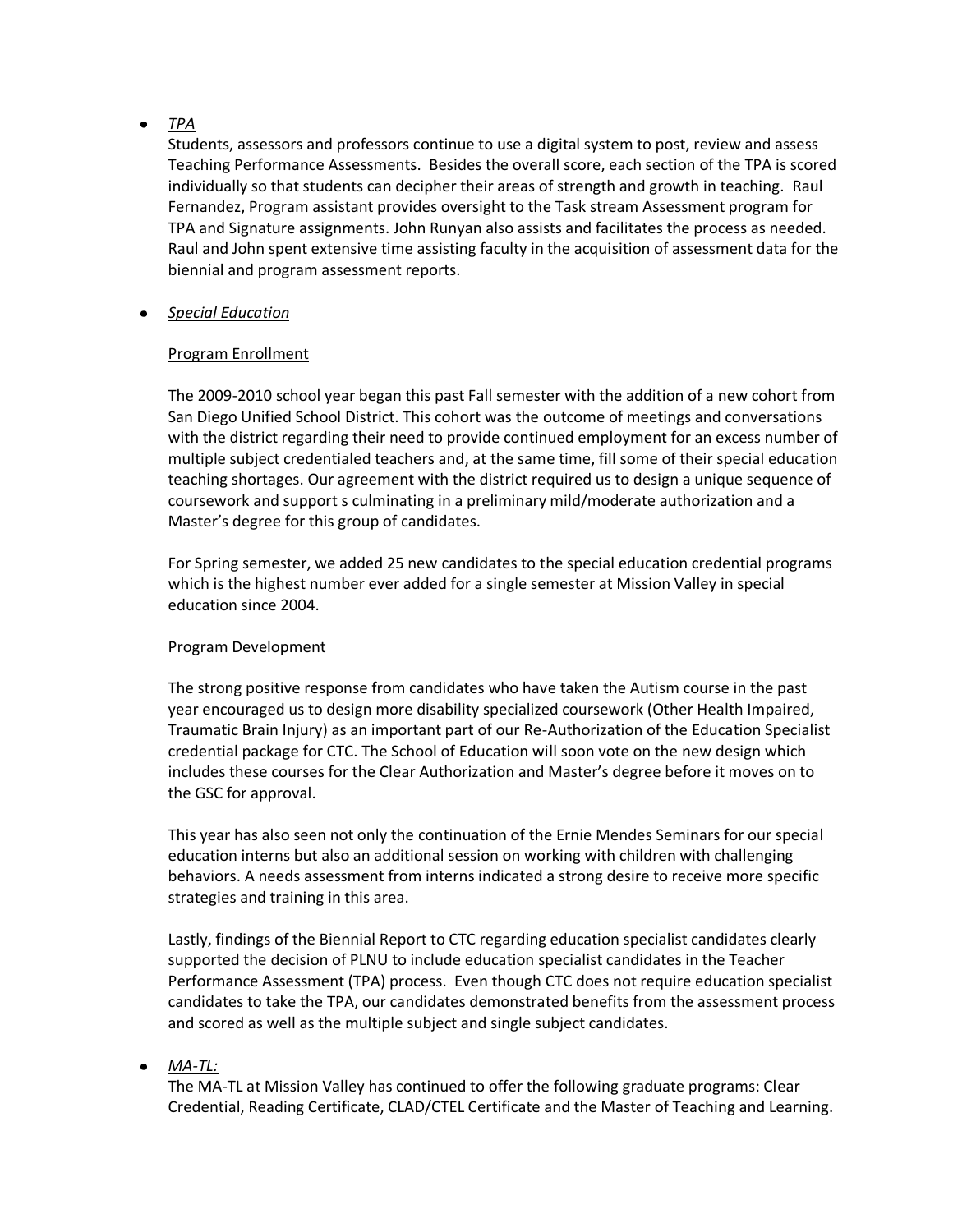- *TPA*

  Students, assessors and professors continue to use a digital system to post, review and assess Teaching Performance Assessments. Besides the overall score, each section of the TPA is scored individually so that students can decipher their areas of strength and growth in teaching. Raul Fernandez, Program assistant provides oversight to the Task stream Assessment program for TPA and Signature assignments. John Runyan also assists and facilitates the process as needed. Raul and John spent extensive time assisting faculty in the acquisition of assessment data for the biennial and program assessment reports.

- *Special Education*

  Program Enrollment

  The 2009-2010 school year began this past Fall semester with the addition of a new cohort from San Diego Unified School District. This cohort was the outcome of meetings and conversations with the district regarding their need to provide continued employment for an excess number of multiple subject credentialed teachers and, at the same time, fill some of their special education teaching shortages. Our agreement with the district required us to design a unique sequence of coursework and support s culminating in a preliminary mild/moderate authorization and a Master's degree for this group of candidates.

  For Spring semester, we added 25 new candidates to the special education credential programs which is the highest number ever added for a single semester at Mission Valley in special education since 2004.

  Program Development

  The strong positive response from candidates who have taken the Autism course in the past year encouraged us to design more disability specialized coursework (Other Health Impaired, Traumatic Brain Injury) as an important part of our Re-Authorization of the Education Specialist credential package for CTC. The School of Education will soon vote on the new design which includes these courses for the Clear Authorization and Master's degree before it moves on to the GSC for approval.

  This year has also seen not only the continuation of the Ernie Mendes Seminars for our special education interns but also an additional session on working with children with challenging behaviors. A needs assessment from interns indicated a strong desire to receive more specific strategies and training in this area.

  Lastly, findings of the Biennial Report to CTC regarding education specialist candidates clearly supported the decision of PLNU to include education specialist candidates in the Teacher Performance Assessment (TPA) process. Even though CTC does not require education specialist candidates to take the TPA, our candidates demonstrated benefits from the assessment process and scored as well as the multiple subject and single subject candidates.

- *MA-TL:*

  The MA-TL at Mission Valley has continued to offer the following graduate programs: Clear Credential, Reading Certificate, CLAD/CTEL Certificate and the Master of Teaching and Learning.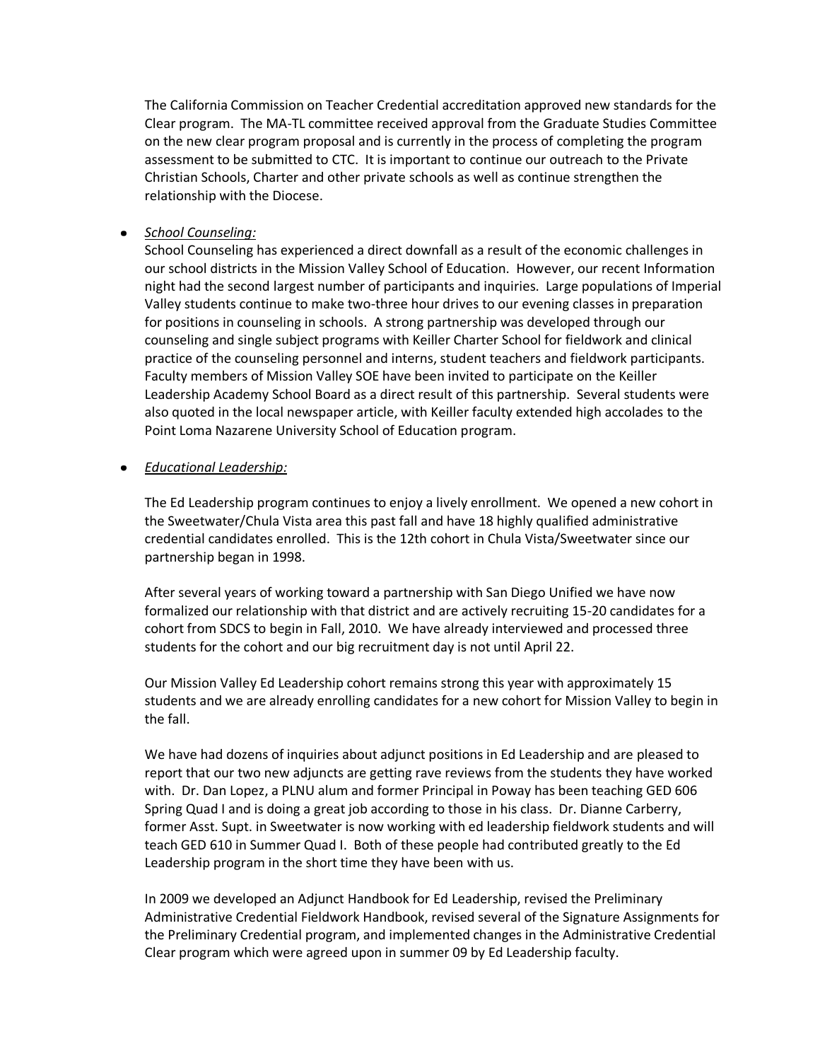The California Commission on Teacher Credential accreditation approved new standards for the Clear program. The MA-TL committee received approval from the Graduate Studies Committee on the new clear program proposal and is currently in the process of completing the program assessment to be submitted to CTC. It is important to continue our outreach to the Private Christian Schools, Charter and other private schools as well as continue strengthen the relationship with the Diocese.

- *School Counseling:*

  School Counseling has experienced a direct downfall as a result of the economic challenges in our school districts in the Mission Valley School of Education. However, our recent Information night had the second largest number of participants and inquiries. Large populations of Imperial Valley students continue to make two-three hour drives to our evening classes in preparation for positions in counseling in schools. A strong partnership was developed through our counseling and single subject programs with Keiller Charter School for fieldwork and clinical practice of the counseling personnel and interns, student teachers and fieldwork participants. Faculty members of Mission Valley SOE have been invited to participate on the Keiller Leadership Academy School Board as a direct result of this partnership. Several students were also quoted in the local newspaper article, with Keiller faculty extended high accolades to the Point Loma Nazarene University School of Education program.

- *Educational Leadership:*

  The Ed Leadership program continues to enjoy a lively enrollment. We opened a new cohort in the Sweetwater/Chula Vista area this past fall and have 18 highly qualified administrative credential candidates enrolled. This is the 12th cohort in Chula Vista/Sweetwater since our partnership began in 1998.

  After several years of working toward a partnership with San Diego Unified we have now formalized our relationship with that district and are actively recruiting 15-20 candidates for a cohort from SDCS to begin in Fall, 2010. We have already interviewed and processed three students for the cohort and our big recruitment day is not until April 22.

  Our Mission Valley Ed Leadership cohort remains strong this year with approximately 15 students and we are already enrolling candidates for a new cohort for Mission Valley to begin in the fall.

  We have had dozens of inquiries about adjunct positions in Ed Leadership and are pleased to report that our two new adjuncts are getting rave reviews from the students they have worked with. Dr. Dan Lopez, a PLNU alum and former Principal in Poway has been teaching GED 606 Spring Quad I and is doing a great job according to those in his class. Dr. Dianne Carberry, former Asst. Supt. in Sweetwater is now working with ed leadership fieldwork students and will teach GED 610 in Summer Quad I. Both of these people had contributed greatly to the Ed Leadership program in the short time they have been with us.

  In 2009 we developed an Adjunct Handbook for Ed Leadership, revised the Preliminary Administrative Credential Fieldwork Handbook, revised several of the Signature Assignments for the Preliminary Credential program, and implemented changes in the Administrative Credential Clear program which were agreed upon in summer 09 by Ed Leadership faculty.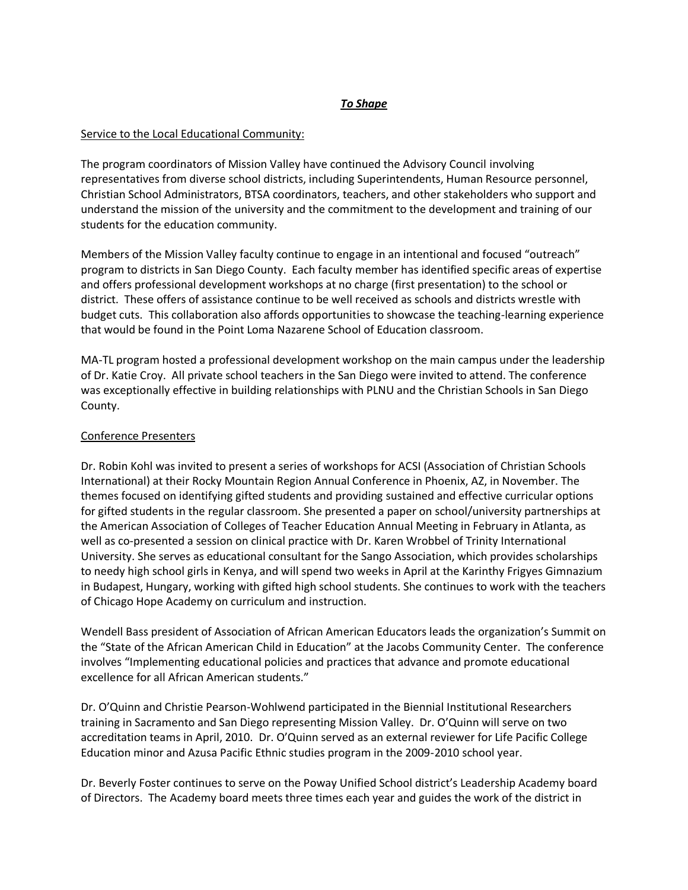***To Shape***

Service to the Local Educational Community:

The program coordinators of Mission Valley have continued the Advisory Council involving representatives from diverse school districts, including Superintendents, Human Resource personnel, Christian School Administrators, BTSA coordinators, teachers, and other stakeholders who support and understand the mission of the university and the commitment to the development and training of our students for the education community.

Members of the Mission Valley faculty continue to engage in an intentional and focused "outreach" program to districts in San Diego County. Each faculty member has identified specific areas of expertise and offers professional development workshops at no charge (first presentation) to the school or district. These offers of assistance continue to be well received as schools and districts wrestle with budget cuts. This collaboration also affords opportunities to showcase the teaching-learning experience that would be found in the Point Loma Nazarene School of Education classroom.

MA-TL program hosted a professional development workshop on the main campus under the leadership of Dr. Katie Croy. All private school teachers in the San Diego were invited to attend. The conference was exceptionally effective in building relationships with PLNU and the Christian Schools in San Diego County.

Conference Presenters

Dr. Robin Kohl was invited to present a series of workshops for ACSI (Association of Christian Schools International) at their Rocky Mountain Region Annual Conference in Phoenix, AZ, in November. The themes focused on identifying gifted students and providing sustained and effective curricular options for gifted students in the regular classroom. She presented a paper on school/university partnerships at the American Association of Colleges of Teacher Education Annual Meeting in February in Atlanta, as well as co-presented a session on clinical practice with Dr. Karen Wrobbel of Trinity International University. She serves as educational consultant for the Sango Association, which provides scholarships to needy high school girls in Kenya, and will spend two weeks in April at the Karinthy Frigyes Gimnazium in Budapest, Hungary, working with gifted high school students. She continues to work with the teachers of Chicago Hope Academy on curriculum and instruction.

Wendell Bass president of Association of African American Educators leads the organization's Summit on the "State of the African American Child in Education" at the Jacobs Community Center. The conference involves "Implementing educational policies and practices that advance and promote educational excellence for all African American students."

Dr. O'Quinn and Christie Pearson-Wohlwend participated in the Biennial Institutional Researchers training in Sacramento and San Diego representing Mission Valley. Dr. O'Quinn will serve on two accreditation teams in April, 2010. Dr. O'Quinn served as an external reviewer for Life Pacific College Education minor and Azusa Pacific Ethnic studies program in the 2009-2010 school year.

Dr. Beverly Foster continues to serve on the Poway Unified School district's Leadership Academy board of Directors. The Academy board meets three times each year and guides the work of the district in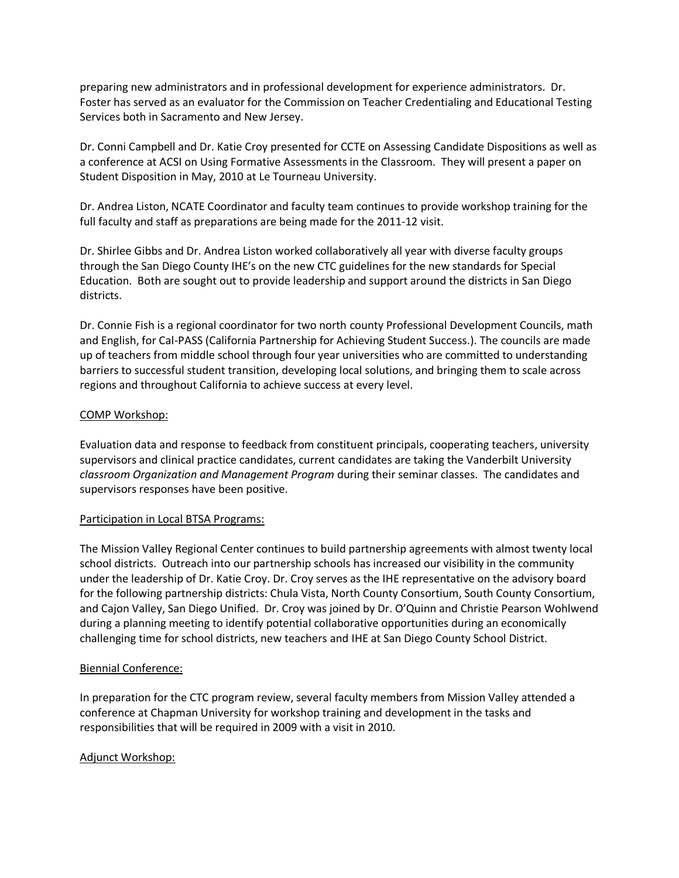preparing new administrators and in professional development for experience administrators. Dr. Foster has served as an evaluator for the Commission on Teacher Credentialing and Educational Testing Services both in Sacramento and New Jersey.

Dr. Conni Campbell and Dr. Katie Croy presented for CCTE on Assessing Candidate Dispositions as well as a conference at ACSI on Using Formative Assessments in the Classroom. They will present a paper on Student Disposition in May, 2010 at Le Tourneau University.

Dr. Andrea Liston, NCATE Coordinator and faculty team continues to provide workshop training for the full faculty and staff as preparations are being made for the 2011-12 visit.

Dr. Shirlee Gibbs and Dr. Andrea Liston worked collaboratively all year with diverse faculty groups through the San Diego County IHE's on the new CTC guidelines for the new standards for Special Education. Both are sought out to provide leadership and support around the districts in San Diego districts.

Dr. Connie Fish is a regional coordinator for two north county Professional Development Councils, math and English, for Cal-PASS (California Partnership for Achieving Student Success.). The councils are made up of teachers from middle school through four year universities who are committed to understanding barriers to successful student transition, developing local solutions, and bringing them to scale across regions and throughout California to achieve success at every level.

<u>COMP Workshop:</u>

Evaluation data and response to feedback from constituent principals, cooperating teachers, university supervisors and clinical practice candidates, current candidates are taking the Vanderbilt University *classroom Organization and Management Program* during their seminar classes. The candidates and supervisors responses have been positive.

<u>Participation in Local BTSA Programs:</u>

The Mission Valley Regional Center continues to build partnership agreements with almost twenty local school districts. Outreach into our partnership schools has increased our visibility in the community under the leadership of Dr. Katie Croy. Dr. Croy serves as the IHE representative on the advisory board for the following partnership districts: Chula Vista, North County Consortium, South County Consortium, and Cajon Valley, San Diego Unified. Dr. Croy was joined by Dr. O'Quinn and Christie Pearson Wohlwend during a planning meeting to identify potential collaborative opportunities during an economically challenging time for school districts, new teachers and IHE at San Diego County School District.

<u>Biennial Conference:</u>

In preparation for the CTC program review, several faculty members from Mission Valley attended a conference at Chapman University for workshop training and development in the tasks and responsibilities that will be required in 2009 with a visit in 2010.

<u>Adjunct Workshop:</u>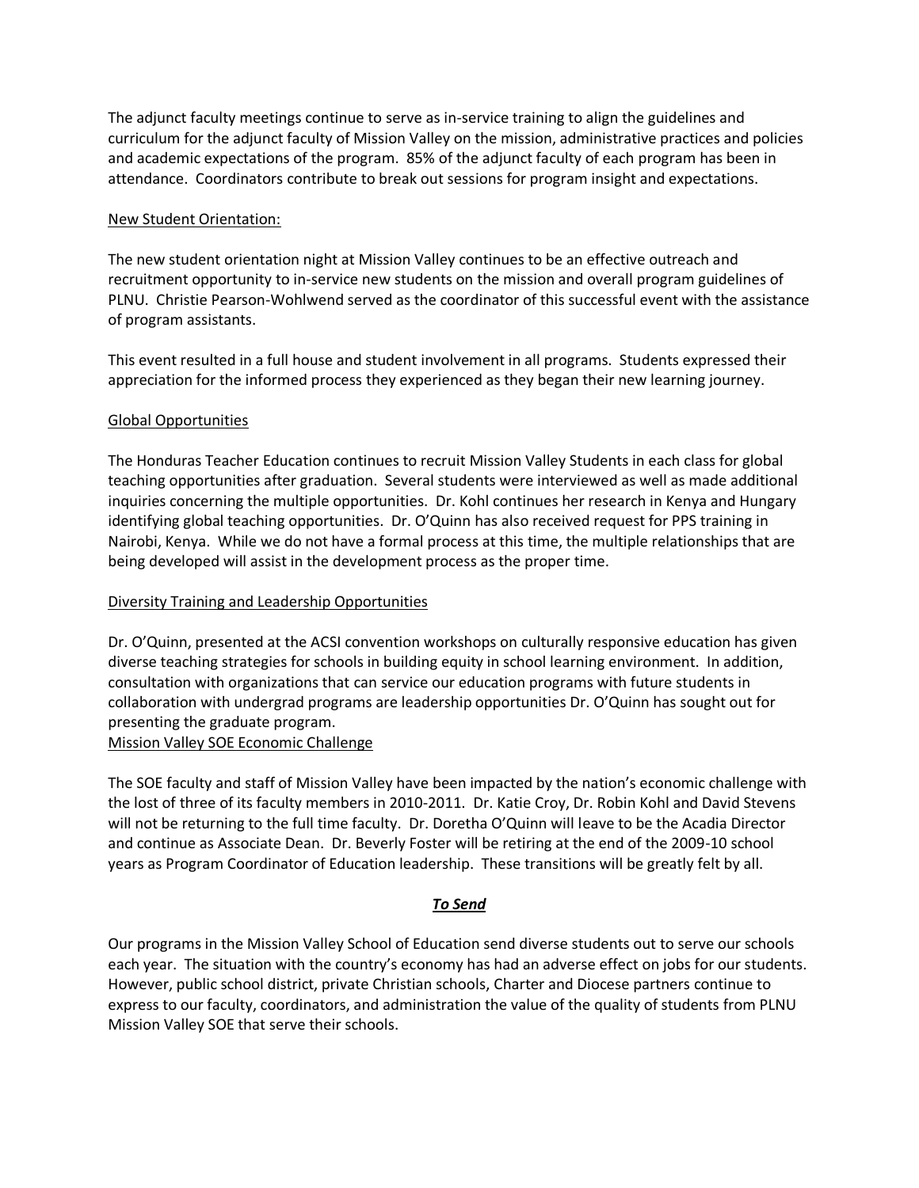The adjunct faculty meetings continue to serve as in-service training to align the guidelines and curriculum for the adjunct faculty of Mission Valley on the mission, administrative practices and policies and academic expectations of the program. 85% of the adjunct faculty of each program has been in attendance. Coordinators contribute to break out sessions for program insight and expectations.

<u>New Student Orientation:</u>

The new student orientation night at Mission Valley continues to be an effective outreach and recruitment opportunity to in-service new students on the mission and overall program guidelines of PLNU. Christie Pearson-Wohlwend served as the coordinator of this successful event with the assistance of program assistants.

This event resulted in a full house and student involvement in all programs. Students expressed their appreciation for the informed process they experienced as they began their new learning journey.

<u>Global Opportunities</u>

The Honduras Teacher Education continues to recruit Mission Valley Students in each class for global teaching opportunities after graduation. Several students were interviewed as well as made additional inquiries concerning the multiple opportunities. Dr. Kohl continues her research in Kenya and Hungary identifying global teaching opportunities. Dr. O'Quinn has also received request for PPS training in Nairobi, Kenya. While we do not have a formal process at this time, the multiple relationships that are being developed will assist in the development process as the proper time.

<u>Diversity Training and Leadership Opportunities</u>

Dr. O'Quinn, presented at the ACSI convention workshops on culturally responsive education has given diverse teaching strategies for schools in building equity in school learning environment. In addition, consultation with organizations that can service our education programs with future students in collaboration with undergrad programs are leadership opportunities Dr. O'Quinn has sought out for presenting the graduate program.

<u>Mission Valley SOE Economic Challenge</u>

The SOE faculty and staff of Mission Valley have been impacted by the nation's economic challenge with the lost of three of its faculty members in 2010-2011. Dr. Katie Croy, Dr. Robin Kohl and David Stevens will not be returning to the full time faculty. Dr. Doretha O'Quinn will leave to be the Acadia Director and continue as Associate Dean. Dr. Beverly Foster will be retiring at the end of the 2009-10 school years as Program Coordinator of Education leadership. These transitions will be greatly felt by all.

## ***<u>To Send</u>***

Our programs in the Mission Valley School of Education send diverse students out to serve our schools each year. The situation with the country's economy has had an adverse effect on jobs for our students. However, public school district, private Christian schools, Charter and Diocese partners continue to express to our faculty, coordinators, and administration the value of the quality of students from PLNU Mission Valley SOE that serve their schools.